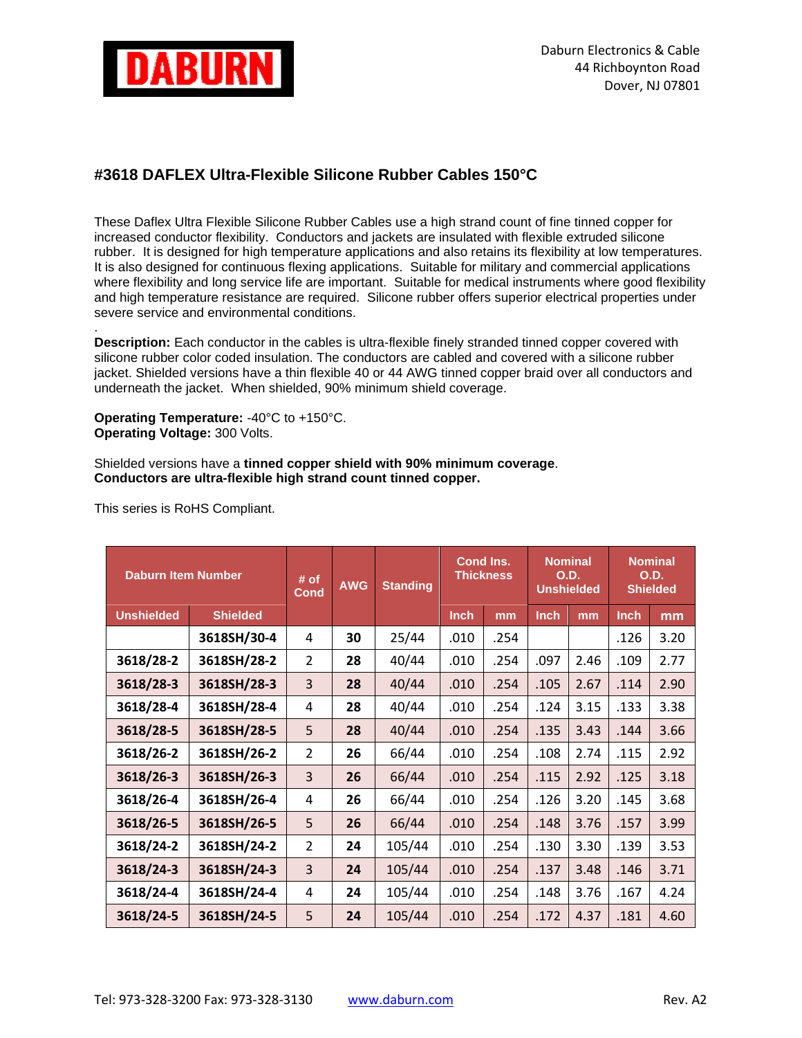DABURN

Daburn Electronics & Cable
44 Richboynton Road
Dover, NJ 07801

### #3618 DAFLEX Ultra-Flexible Silicone Rubber Cables 150°C

These Daflex Ultra Flexible Silicone Rubber Cables use a high strand count of fine tinned copper for increased conductor flexibility. Conductors and jackets are insulated with flexible extruded silicone rubber. It is designed for high temperature applications and also retains its flexibility at low temperatures. It is also designed for continuous flexing applications. Suitable for military and commercial applications where flexibility and long service life are important. Suitable for medical instruments where good flexibility and high temperature resistance are required. Silicone rubber offers superior electrical properties under severe service and environmental conditions.

.

**Description:** Each conductor in the cables is ultra-flexible finely stranded tinned copper covered with silicone rubber color coded insulation. The conductors are cabled and covered with a silicone rubber jacket. Shielded versions have a thin flexible 40 or 44 AWG tinned copper braid over all conductors and underneath the jacket. When shielded, 90% minimum shield coverage.

**Operating Temperature:** -40°C to +150°C.
**Operating Voltage:** 300 Volts.

Shielded versions have a **tinned copper shield with 90% minimum coverage**.
**Conductors are ultra-flexible high strand count tinned copper.**

This series is RoHS Compliant.

| Daburn Item Number | | # of Cond | AWG | Standing | Cond Ins. Thickness | | Nominal O.D. Unshielded | | Nominal O.D. Shielded | |
|---|---|---|---|---|---|---|---|---|---|---|
| Unshielded | Shielded | | | | Inch | mm | Inch | mm | Inch | mm |
| | 3618SH/30-4 | 4 | 30 | 25/44 | .010 | .254 | | | .126 | 3.20 |
| 3618/28-2 | 3618SH/28-2 | 2 | 28 | 40/44 | .010 | .254 | .097 | 2.46 | .109 | 2.77 |
| 3618/28-3 | 3618SH/28-3 | 3 | 28 | 40/44 | .010 | .254 | .105 | 2.67 | .114 | 2.90 |
| 3618/28-4 | 3618SH/28-4 | 4 | 28 | 40/44 | .010 | .254 | .124 | 3.15 | .133 | 3.38 |
| 3618/28-5 | 3618SH/28-5 | 5 | 28 | 40/44 | .010 | .254 | .135 | 3.43 | .144 | 3.66 |
| 3618/26-2 | 3618SH/26-2 | 2 | 26 | 66/44 | .010 | .254 | .108 | 2.74 | .115 | 2.92 |
| 3618/26-3 | 3618SH/26-3 | 3 | 26 | 66/44 | .010 | .254 | .115 | 2.92 | .125 | 3.18 |
| 3618/26-4 | 3618SH/26-4 | 4 | 26 | 66/44 | .010 | .254 | .126 | 3.20 | .145 | 3.68 |
| 3618/26-5 | 3618SH/26-5 | 5 | 26 | 66/44 | .010 | .254 | .148 | 3.76 | .157 | 3.99 |
| 3618/24-2 | 3618SH/24-2 | 2 | 24 | 105/44 | .010 | .254 | .130 | 3.30 | .139 | 3.53 |
| 3618/24-3 | 3618SH/24-3 | 3 | 24 | 105/44 | .010 | .254 | .137 | 3.48 | .146 | 3.71 |
| 3618/24-4 | 3618SH/24-4 | 4 | 24 | 105/44 | .010 | .254 | .148 | 3.76 | .167 | 4.24 |
| 3618/24-5 | 3618SH/24-5 | 5 | 24 | 105/44 | .010 | .254 | .172 | 4.37 | .181 | 4.60 |

Tel: 973-328-3200 Fax: 973-328-3130 www.daburn.com Rev. A2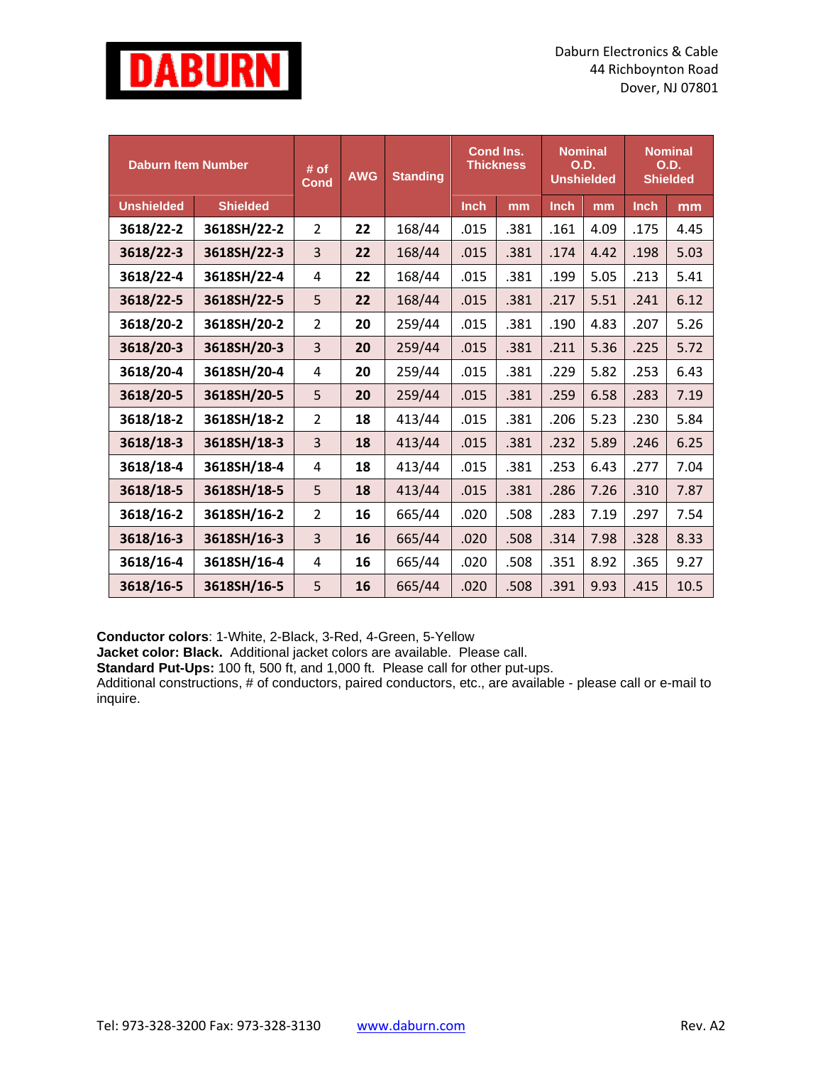DABURN

Daburn Electronics & Cable
44 Richboynton Road
Dover, NJ 07801

| Daburn Item Number | | # of Cond | AWG | Standing | Cond Ins. Thickness | | Nominal O.D. Unshielded | | Nominal O.D. Shielded | |
|---|---|---|---|---|---|---|---|---|---|---|
| Unshielded | Shielded | | | | Inch | mm | Inch | mm | Inch | mm |
| 3618/22-2 | 3618SH/22-2 | 2 | 22 | 168/44 | .015 | .381 | .161 | 4.09 | .175 | 4.45 |
| 3618/22-3 | 3618SH/22-3 | 3 | 22 | 168/44 | .015 | .381 | .174 | 4.42 | .198 | 5.03 |
| 3618/22-4 | 3618SH/22-4 | 4 | 22 | 168/44 | .015 | .381 | .199 | 5.05 | .213 | 5.41 |
| 3618/22-5 | 3618SH/22-5 | 5 | 22 | 168/44 | .015 | .381 | .217 | 5.51 | .241 | 6.12 |
| 3618/20-2 | 3618SH/20-2 | 2 | 20 | 259/44 | .015 | .381 | .190 | 4.83 | .207 | 5.26 |
| 3618/20-3 | 3618SH/20-3 | 3 | 20 | 259/44 | .015 | .381 | .211 | 5.36 | .225 | 5.72 |
| 3618/20-4 | 3618SH/20-4 | 4 | 20 | 259/44 | .015 | .381 | .229 | 5.82 | .253 | 6.43 |
| 3618/20-5 | 3618SH/20-5 | 5 | 20 | 259/44 | .015 | .381 | .259 | 6.58 | .283 | 7.19 |
| 3618/18-2 | 3618SH/18-2 | 2 | 18 | 413/44 | .015 | .381 | .206 | 5.23 | .230 | 5.84 |
| 3618/18-3 | 3618SH/18-3 | 3 | 18 | 413/44 | .015 | .381 | .232 | 5.89 | .246 | 6.25 |
| 3618/18-4 | 3618SH/18-4 | 4 | 18 | 413/44 | .015 | .381 | .253 | 6.43 | .277 | 7.04 |
| 3618/18-5 | 3618SH/18-5 | 5 | 18 | 413/44 | .015 | .381 | .286 | 7.26 | .310 | 7.87 |
| 3618/16-2 | 3618SH/16-2 | 2 | 16 | 665/44 | .020 | .508 | .283 | 7.19 | .297 | 7.54 |
| 3618/16-3 | 3618SH/16-3 | 3 | 16 | 665/44 | .020 | .508 | .314 | 7.98 | .328 | 8.33 |
| 3618/16-4 | 3618SH/16-4 | 4 | 16 | 665/44 | .020 | .508 | .351 | 8.92 | .365 | 9.27 |
| 3618/16-5 | 3618SH/16-5 | 5 | 16 | 665/44 | .020 | .508 | .391 | 9.93 | .415 | 10.5 |

**Conductor colors**: 1-White, 2-Black, 3-Red, 4-Green, 5-Yellow
**Jacket color: Black.** Additional jacket colors are available. Please call.
**Standard Put-Ups:** 100 ft, 500 ft, and 1,000 ft. Please call for other put-ups.
Additional constructions, # of conductors, paired conductors, etc., are available - please call or e-mail to inquire.

Tel: 973-328-3200 Fax: 973-328-3130 www.daburn.com Rev. A2